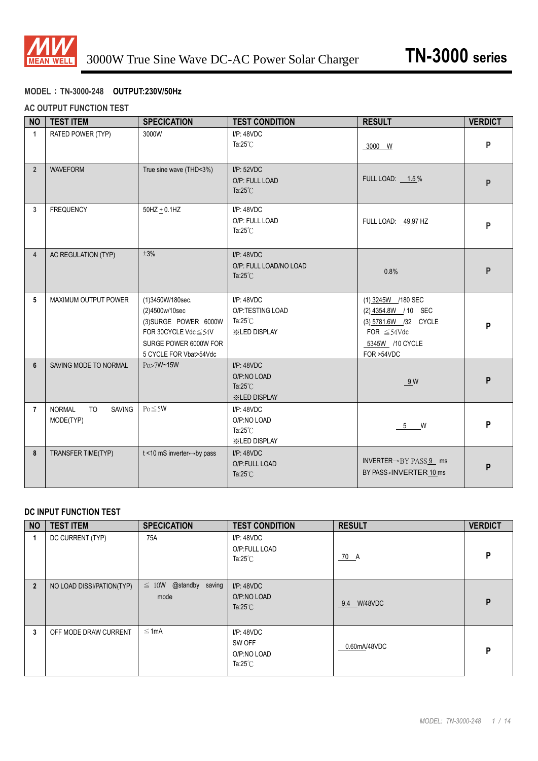# 3000W True Sine Wave DC-AC Power Solar Charger

# TN-3000 series

**MODEL：TN-3000-248　OUTPUT:230V/50Hz**

## AC OUTPUT FUNCTION TEST

| NO | TEST ITEM | SPECICATION | TEST CONDITION | RESULT | VERDICT |
|---|---|---|---|---|---|
| 1 | RATED POWER (TYP) | 3000W | I/P: 48VDC<br>Ta:25℃ | 3000 W | P |
| 2 | WAVEFORM | True sine wave (THD<3%) | I/P: 52VDC<br>O/P: FULL LOAD<br>Ta:25℃ | FULL LOAD: 1.5 % | P |
| 3 | FREQUENCY | 50HZ ± 0.1HZ | I/P: 48VDC<br>O/P: FULL LOAD<br>Ta:25℃ | FULL LOAD: 49.97 HZ | P |
| 4 | AC REGULATION (TYP) | ±3% | I/P: 48VDC<br>O/P: FULL LOAD/NO LOAD<br>Ta:25℃ | 0.8% | P |
| 5 | MAXIMUM OUTPUT POWER | (1)3450W/180sec.<br>(2)4500w/10sec<br>(3)SURGE POWER 6000W FOR 30CYCLE Vdc≦54V<br>SURGE POWER 6000W FOR 5 CYCLE FOR Vbat>54Vdc | I/P: 48VDC<br>O/P:TESTING LOAD<br>Ta:25℃<br>※LED DISPLAY | (1) 3245W /180 SEC<br>(2) 4354.8W / 10 SEC<br>(3) 5781.6W /32 CYCLE FOR ≦54Vdc<br>5345W /10 CYCLE FOR >54VDC | P |
| 6 | SAVING MODE TO NORMAL | Po>7W~15W | I/P: 48VDC<br>O/P:NO LOAD<br>Ta:25℃<br>※LED DISPLAY | 9 W | P |
| 7 | NORMAL TO SAVING MODE(TYP) | Po≦5W | I/P: 48VDC<br>O/P:NO LOAD<br>Ta:25℃<br>※LED DISPLAY | 5 W | P |
| 8 | TRANSFER TIME(TYP) | t <10 mS inverter↔by pass | I/P: 48VDC<br>O/P:FULL LOAD<br>Ta:25℃ | INVERTER→BY PASS 9 ms<br>BY PASS→INVERTER 10 ms | P |

## DC INPUT FUNCTION TEST

| NO | TEST ITEM | SPECICATION | TEST CONDITION | RESULT | VERDICT |
|---|---|---|---|---|---|
| 1 | DC CURRENT (TYP) | 75A | I/P: 48VDC<br>O/P:FULL LOAD<br>Ta:25℃ | 70 A | P |
| 2 | NO LOAD DISSI/PATION(TYP) | ≦ 10W @standby saving mode | I/P: 48VDC<br>O/P:NO LOAD<br>Ta:25℃ | 9.4 W/48VDC | P |
| 3 | OFF MODE DRAW CURRENT | ≦1mA | I/P: 48VDC<br>SW OFF<br>O/P:NO LOAD<br>Ta:25℃ | 0.60mA/48VDC | P |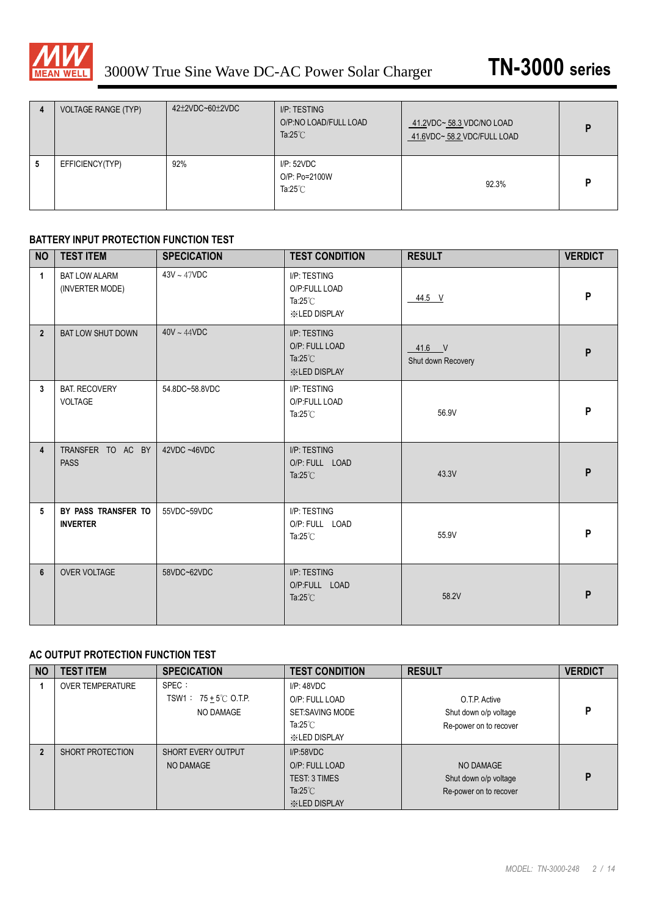| | | | | | |
|---|---|---|---|---|---|
| 4 | VOLTAGE RANGE (TYP) | 42±2VDC~60±2VDC | I/P: TESTING<br>O/P:NO LOAD/FULL LOAD<br>Ta:25℃ | 41.2VDC~ 58.3 VDC/NO LOAD<br>41.6VDC~ 58.2 VDC/FULL LOAD | P |
| 5 | EFFICIENCY(TYP) | 92% | I/P: 52VDC<br>O/P: Po=2100W<br>Ta:25℃ | 92.3% | P |

**BATTERY INPUT PROTECTION FUNCTION TEST**

| NO | TEST ITEM | SPECICATION | TEST CONDITION | RESULT | VERDICT |
|---|---|---|---|---|---|
| 1 | BAT LOW ALARM (INVERTER MODE) | 43V ~ 47VDC | I/P: TESTING<br>O/P:FULL LOAD<br>Ta:25℃<br>※LED DISPLAY | 44.5 V | P |
| 2 | BAT LOW SHUT DOWN | 40V ~ 44VDC | I/P: TESTING<br>O/P: FULL LOAD<br>Ta:25℃<br>※LED DISPLAY | 41.6 V<br>Shut down Recovery | P |
| 3 | BAT. RECOVERY VOLTAGE | 54.8DC~58.8VDC | I/P: TESTING<br>O/P:FULL LOAD<br>Ta:25℃ | 56.9V | P |
| 4 | TRANSFER TO AC BY PASS | 42VDC ~46VDC | I/P: TESTING<br>O/P: FULL LOAD<br>Ta:25℃ | 43.3V | P |
| 5 | **BY PASS TRANSFER TO INVERTER** | 55VDC~59VDC | I/P: TESTING<br>O/P: FULL LOAD<br>Ta:25℃ | 55.9V | P |
| 6 | OVER VOLTAGE | 58VDC~62VDC | I/P: TESTING<br>O/P:FULL LOAD<br>Ta:25℃ | 58.2V | P |

**AC OUTPUT PROTECTION FUNCTION TEST**

| NO | TEST ITEM | SPECICATION | TEST CONDITION | RESULT | VERDICT |
|---|---|---|---|---|---|
| 1 | OVER TEMPERATURE | SPEC：<br>TSW1： 75±5℃ O.T.P.<br>NO DAMAGE | I/P: 48VDC<br>O/P: FULL LOAD<br>SET:SAVING MODE<br>Ta:25℃<br>※LED DISPLAY | O.T.P. Active<br>Shut down o/p voltage<br>Re-power on to recover | P |
| 2 | SHORT PROTECTION | SHORT EVERY OUTPUT<br>NO DAMAGE | I/P:58VDC<br>O/P: FULL LOAD<br>TEST: 3 TIMES<br>Ta:25℃<br>※LED DISPLAY | NO DAMAGE<br>Shut down o/p voltage<br>Re-power on to recover | P |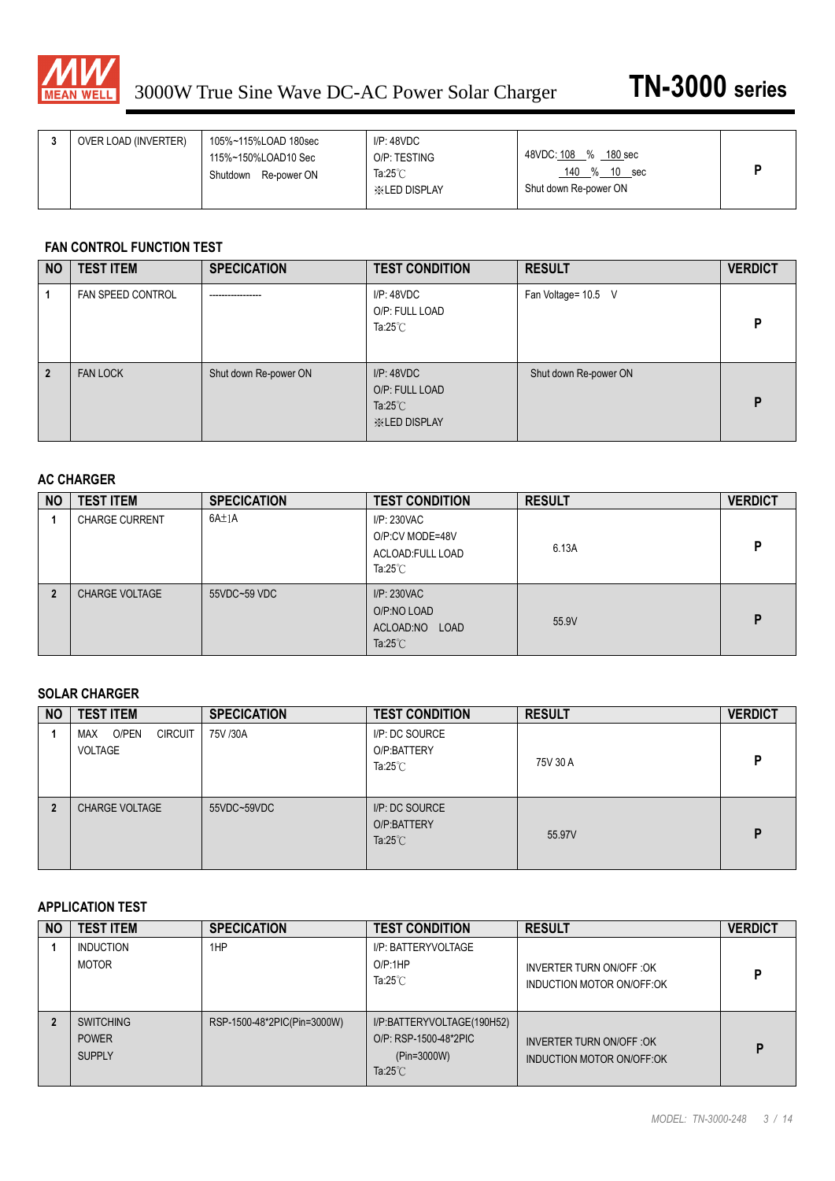| 3 | OVER LOAD (INVERTER) | 105%~115%LOAD 180sec<br>115%~150%LOAD10 Sec<br>Shutdown Re-power ON | I/P: 48VDC<br>O/P: TESTING<br>Ta:25℃<br>※LED DISPLAY | 48VDC: 108 % 180 sec<br>140 % 10 sec<br>Shut down Re-power ON | P |
|---|---|---|---|---|---|

### FAN CONTROL FUNCTION TEST

| NO | TEST ITEM | SPECICATION | TEST CONDITION | RESULT | VERDICT |
|---|---|---|---|---|---|
| 1 | FAN SPEED CONTROL | ---------------- | I/P: 48VDC<br>O/P: FULL LOAD<br>Ta:25℃ | Fan Voltage= 10.5 V | P |
| 2 | FAN LOCK | Shut down Re-power ON | I/P: 48VDC<br>O/P: FULL LOAD<br>Ta:25℃<br>※LED DISPLAY | Shut down Re-power ON | P |

### AC CHARGER

| NO | TEST ITEM | SPECICATION | TEST CONDITION | RESULT | VERDICT |
|---|---|---|---|---|---|
| 1 | CHARGE CURRENT | 6A±1A | I/P: 230VAC<br>O/P:CV MODE=48V<br>ACLOAD:FULL LOAD<br>Ta:25℃ | 6.13A | P |
| 2 | CHARGE VOLTAGE | 55VDC~59 VDC | I/P: 230VAC<br>O/P:NO LOAD<br>ACLOAD:NO LOAD<br>Ta:25℃ | 55.9V | P |

### SOLAR CHARGER

| NO | TEST ITEM | SPECICATION | TEST CONDITION | RESULT | VERDICT |
|---|---|---|---|---|---|
| 1 | MAX O/PEN CIRCUIT VOLTAGE | 75V /30A | I/P: DC SOURCE<br>O/P:BATTERY<br>Ta:25℃ | 75V 30 A | P |
| 2 | CHARGE VOLTAGE | 55VDC~59VDC | I/P: DC SOURCE<br>O/P:BATTERY<br>Ta:25℃ | 55.97V | P |

### APPLICATION TEST

| NO | TEST ITEM | SPECICATION | TEST CONDITION | RESULT | VERDICT |
|---|---|---|---|---|---|
| 1 | INDUCTION MOTOR | 1HP | I/P: BATTERYVOLTAGE<br>O/P:1HP<br>Ta:25℃ | INVERTER TURN ON/OFF :OK<br>INDUCTION MOTOR ON/OFF:OK | P |
| 2 | SWITCHING POWER SUPPLY | RSP-1500-48*2PIC(Pin=3000W) | I/P:BATTERYVOLTAGE(190H52)<br>O/P: RSP-1500-48*2PIC<br>(Pin=3000W)<br>Ta:25℃ | INVERTER TURN ON/OFF :OK<br>INDUCTION MOTOR ON/OFF:OK | P |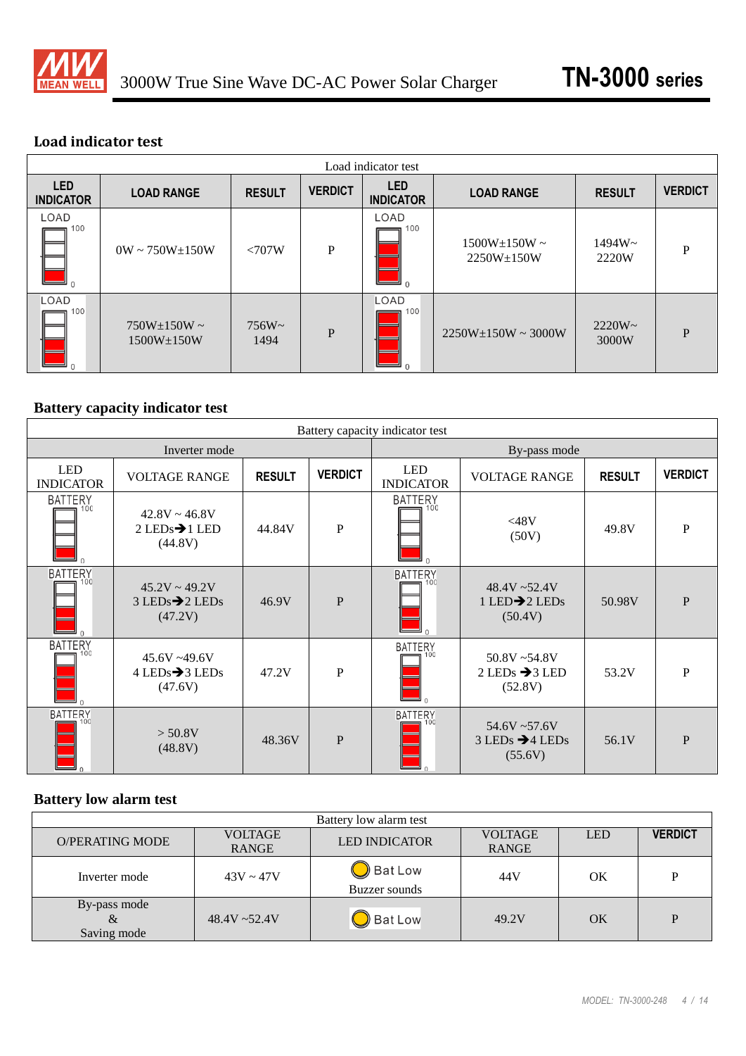## Load indicator test

| Load indicator test | | | | | | | |
|---|---|---|---|---|---|---|---|
| LED INDICATOR | LOAD RANGE | RESULT | VERDICT | LED INDICATOR | LOAD RANGE | RESULT | VERDICT |
| LOAD | 0W ~ 750W±150W | <707W | P | LOAD | 1500W±150W ~ 2250W±150W | 1494W~ 2220W | P |
| LOAD | 750W±150W ~ 1500W±150W | 756W~ 1494 | P | LOAD | 2250W±150W ~ 3000W | 2220W~ 3000W | P |

## Battery capacity indicator test

| Battery capacity indicator test | | | | | | | |
|---|---|---|---|---|---|---|---|
| Inverter mode | | | | By-pass mode | | | |
| LED INDICATOR | VOLTAGE RANGE | RESULT | VERDICT | LED INDICATOR | VOLTAGE RANGE | RESULT | VERDICT |
| BATTERY | 42.8V ~ 46.8V 2 LEDs➔1 LED (44.8V) | 44.84V | P | BATTERY | <48V (50V) | 49.8V | P |
| BATTERY | 45.2V ~ 49.2V 3 LEDs➔2 LEDs (47.2V) | 46.9V | P | BATTERY | 48.4V ~52.4V 1 LED➔2 LEDs (50.4V) | 50.98V | P |
| BATTERY | 45.6V ~49.6V 4 LEDs➔3 LEDs (47.6V) | 47.2V | P | BATTERY | 50.8V ~54.8V 2 LEDs ➔3 LED (52.8V) | 53.2V | P |
| BATTERY | > 50.8V (48.8V) | 48.36V | P | BATTERY | 54.6V ~57.6V 3 LEDs ➔4 LEDs (55.6V) | 56.1V | P |

## Battery low alarm test

| Battery low alarm test | | | | | |
|---|---|---|---|---|---|
| O/PERATING MODE | VOLTAGE RANGE | LED INDICATOR | VOLTAGE RANGE | LED | VERDICT |
| Inverter mode | 43V ~ 47V | Bat Low Buzzer sounds | 44V | OK | P |
| By-pass mode & Saving mode | 48.4V ~52.4V | Bat Low | 49.2V | OK | P |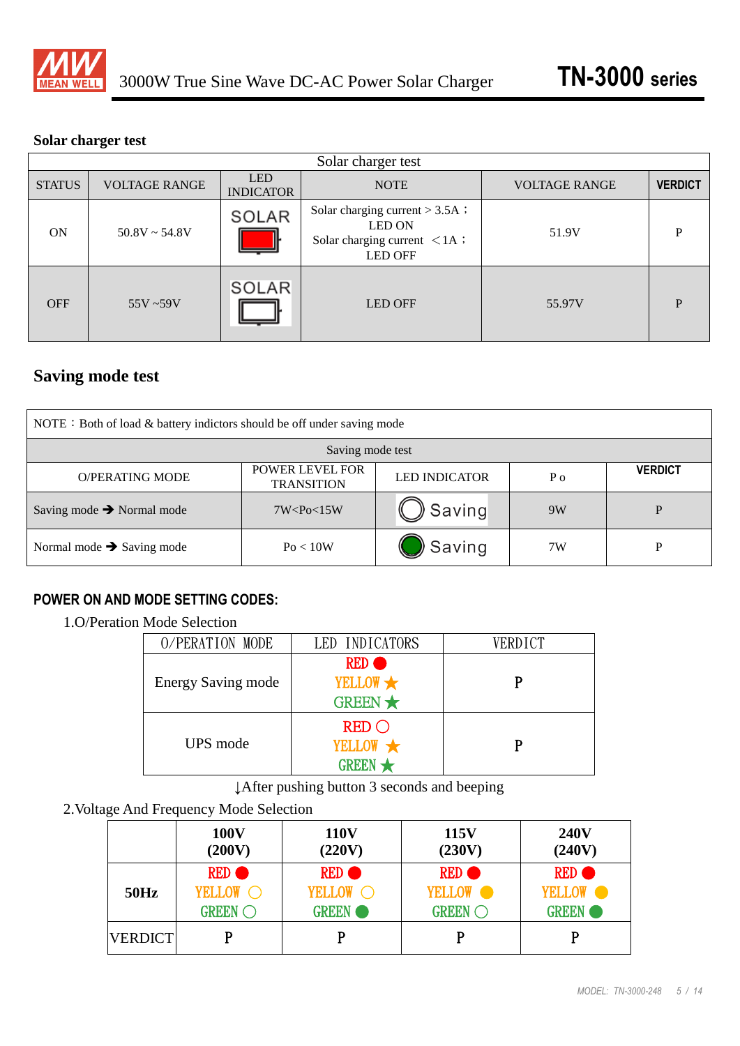## Solar charger test

| Solar charger test | | | | | |
|---|---|---|---|---|---|
| STATUS | VOLTAGE RANGE | LED INDICATOR | NOTE | VOLTAGE RANGE | VERDICT |
| ON | 50.8V ~ 54.8V | SOLAR (red) | Solar charging current > 3.5A；LED ON<br>Solar charging current ＜1A；LED OFF | 51.9V | P |
| OFF | 55V ~59V | SOLAR (off) | LED OFF | 55.97V | P |

## Saving mode test

NOTE：Both of load & battery indictors should be off under saving mode

| Saving mode test | | | | |
|---|---|---|---|---|
| O/PERATING MODE | POWER LEVEL FOR TRANSITION | LED INDICATOR | P o | VERDICT |
| Saving mode ➔ Normal mode | 7W<Po<15W | ○ Saving | 9W | P |
| Normal mode ➔ Saving mode | Po < 10W | ● Saving | 7W | P |

### POWER ON AND MODE SETTING CODES:

1.O/Peration Mode Selection

| O/PERATION MODE | LED INDICATORS | VERDICT |
|---|---|---|
| Energy Saving mode | RED ●<br>YELLOW ★<br>GREEN ★ | P |
| UPS mode | RED ○<br>YELLOW ★<br>GREEN ★ | P |

↓After pushing button 3 seconds and beeping

2.Voltage And Frequency Mode Selection

| | 100V (200V) | 110V (220V) | 115V (230V) | 240V (240V) |
|---|---|---|---|---|
| 50Hz | RED ●<br>YELLOW ○<br>GREEN ○ | RED ●<br>YELLOW ○<br>GREEN ● | RED ●<br>YELLOW ●<br>GREEN ○ | RED ●<br>YELLOW ●<br>GREEN ● |
| VERDICT | P | P | P | P |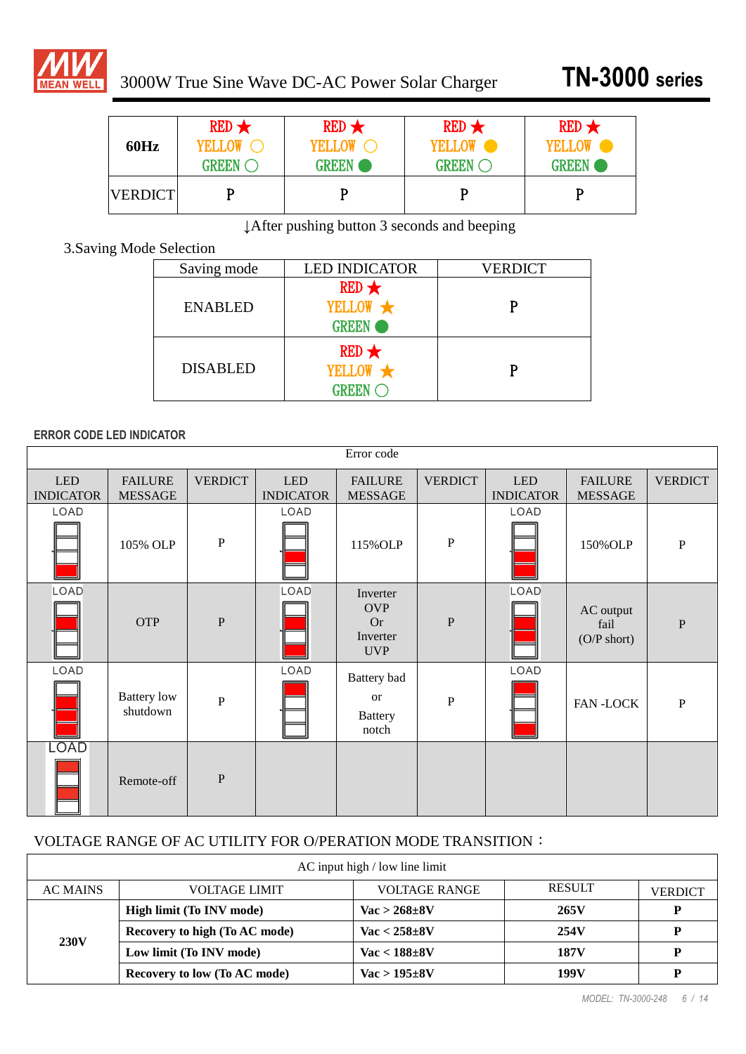| 60Hz | RED ★ YELLOW ○ GREEN ○ | RED ★ YELLOW ○ GREEN ● | RED ★ YELLOW ● GREEN ○ | RED ★ YELLOW ● GREEN ● |
|---|---|---|---|---|
| VERDICT | P | P | P | P |

↓After pushing button 3 seconds and beeping

3.Saving Mode Selection

| Saving mode | LED INDICATOR | VERDICT |
|---|---|---|
| ENABLED | RED ★ YELLOW ★ GREEN ● | P |
| DISABLED | RED ★ YELLOW ★ GREEN ○ | P |

**ERROR CODE LED INDICATOR**

| Error code | | | | | | | | |
|---|---|---|---|---|---|---|---|---|
| LED INDICATOR | FAILURE MESSAGE | VERDICT | LED INDICATOR | FAILURE MESSAGE | VERDICT | LED INDICATOR | FAILURE MESSAGE | VERDICT |
| LOAD | 105% OLP | P | LOAD | 115%OLP | P | LOAD | 150%OLP | P |
| LOAD | OTP | P | LOAD | Inverter OVP Or Inverter UVP | P | LOAD | AC output fail (O/P short) | P |
| LOAD | Battery low shutdown | P | LOAD | Battery bad or Battery notch | P | LOAD | FAN -LOCK | P |
| LOAD | Remote-off | P | | | | | | |

VOLTAGE RANGE OF AC UTILITY FOR O/PERATION MODE TRANSITION：

| AC input high / low line limit | | | | |
|---|---|---|---|---|
| AC MAINS | VOLTAGE LIMIT | VOLTAGE RANGE | RESULT | VERDICT |
| **230V** | **High limit (To INV mode)** | **Vac > 268±8V** | **265V** | **P** |
| | **Recovery to high (To AC mode)** | **Vac < 258±8V** | **254V** | **P** |
| | **Low limit (To INV mode)** | **Vac < 188±8V** | **187V** | **P** |
| | **Recovery to low (To AC mode)** | **Vac > 195±8V** | **199V** | **P** |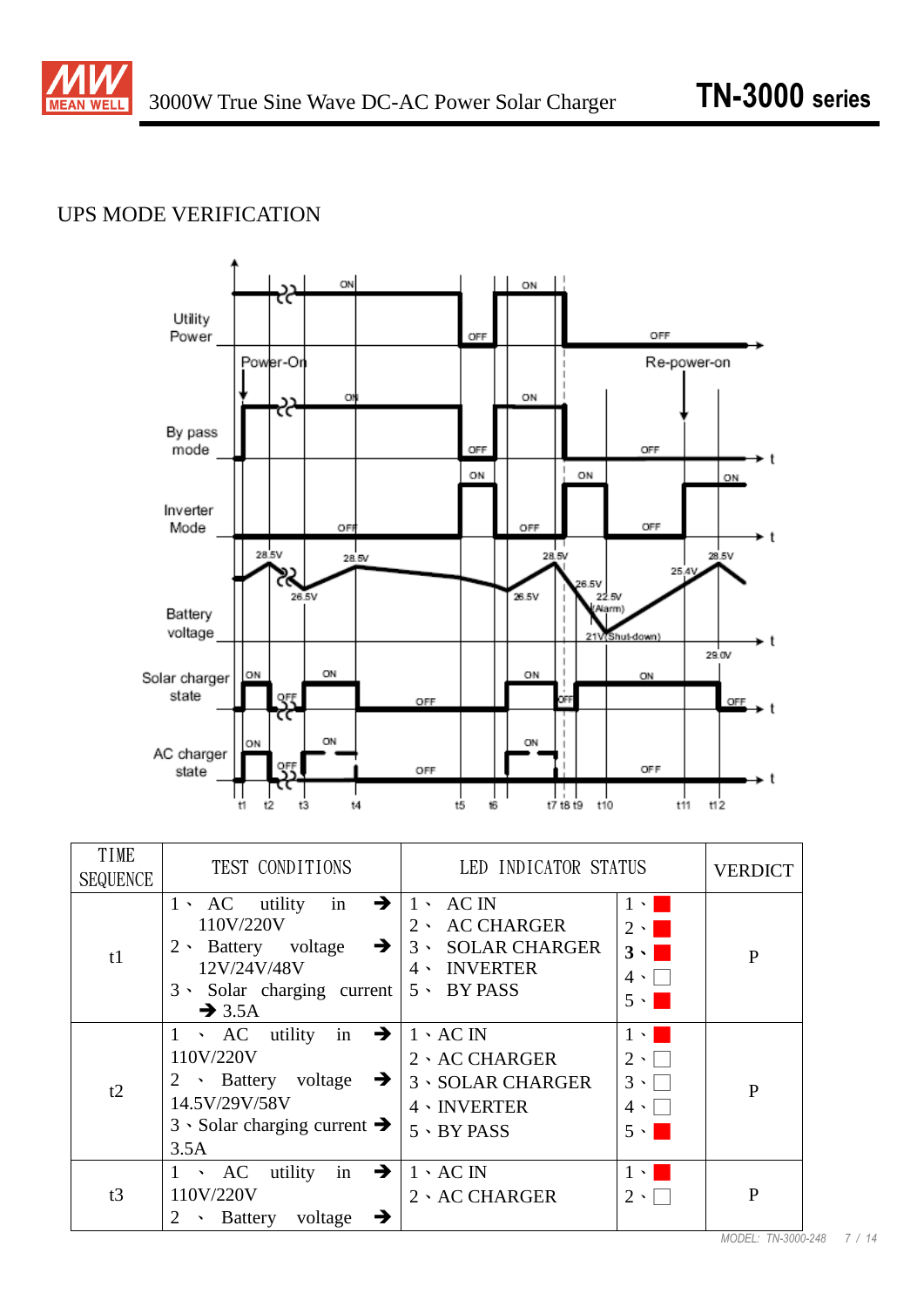## UPS MODE VERIFICATION

| TIME SEQUENCE | TEST CONDITIONS | LED INDICATOR STATUS | | VERDICT |
|---|---|---|---|---|
| t1 | 1、AC utility in ➔ 110V/220V<br>2、Battery voltage ➔ 12V/24V/48V<br>3、Solar charging current ➔ 3.5A | 1、AC IN<br>2、AC CHARGER<br>3、SOLAR CHARGER<br>4、INVERTER<br>5、BY PASS | 1、■<br>2、■<br>3、■<br>4、□<br>5、■ | P |
| t2 | 1、AC utility in ➔ 110V/220V<br>2、Battery voltage ➔ 14.5V/29V/58V<br>3、Solar charging current ➔ 3.5A | 1、AC IN<br>2、AC CHARGER<br>3、SOLAR CHARGER<br>4、INVERTER<br>5、BY PASS | 1、■<br>2、□<br>3、□<br>4、□<br>5、■ | P |
| t3 | 1、AC utility in ➔ 110V/220V<br>2、Battery voltage ➔ | 1、AC IN<br>2、AC CHARGER | 1、■<br>2、□ | P |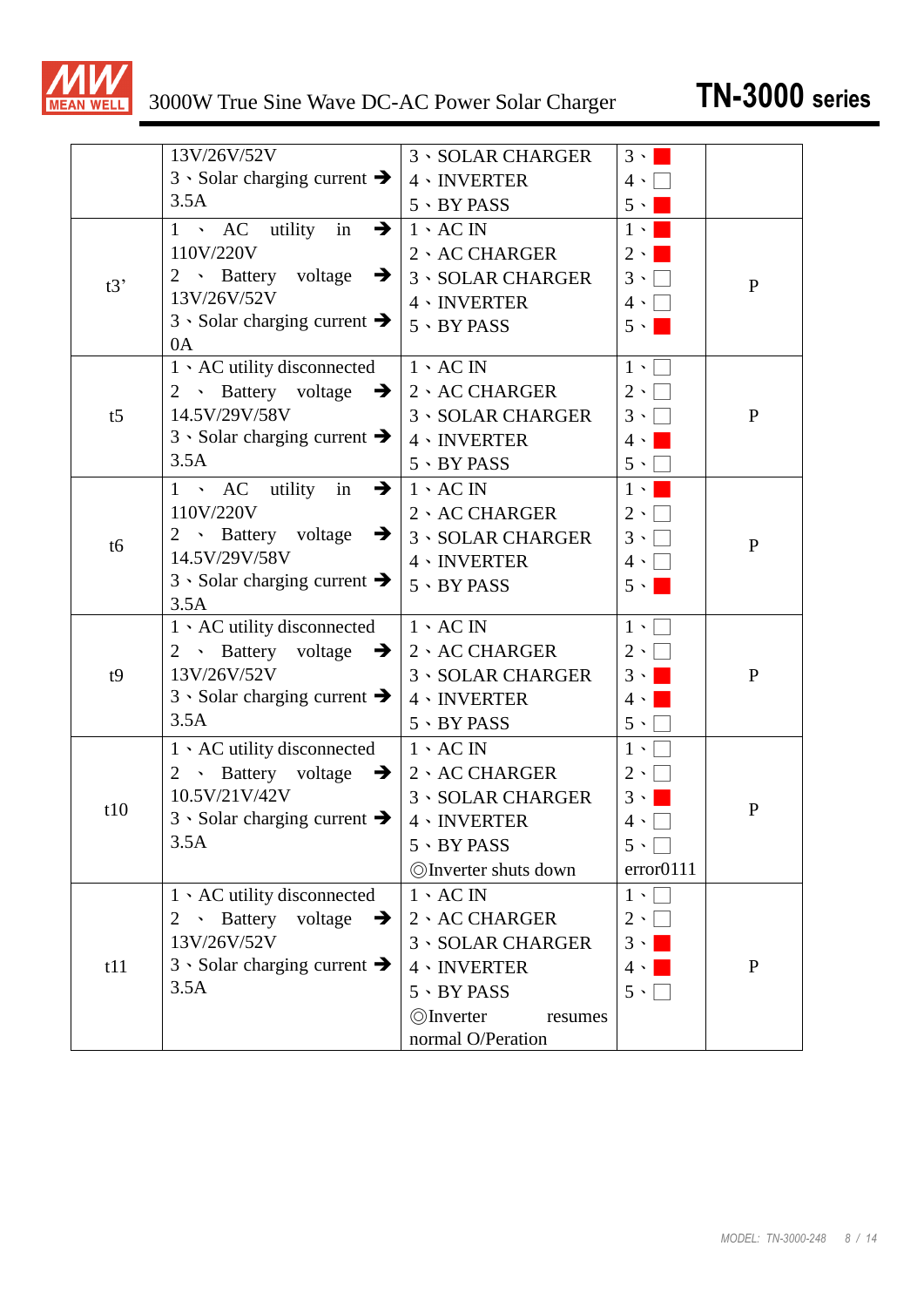| | | | | |
|---|---|---|---|---|
| | 13V/26V/52V<br>3、Solar charging current ➔ 3.5A | 3、SOLAR CHARGER<br>4、INVERTER<br>5、BY PASS | 3、■<br>4、□<br>5、■ | |
| t3' | 1、AC utility in ➔ 110V/220V<br>2、Battery voltage ➔ 13V/26V/52V<br>3、Solar charging current ➔ 0A | 1、AC IN<br>2、AC CHARGER<br>3、SOLAR CHARGER<br>4、INVERTER<br>5、BY PASS | 1、■<br>2、■<br>3、□<br>4、□<br>5、■ | P |
| t5 | 1、AC utility disconnected<br>2、Battery voltage ➔ 14.5V/29V/58V<br>3、Solar charging current ➔ 3.5A | 1、AC IN<br>2、AC CHARGER<br>3、SOLAR CHARGER<br>4、INVERTER<br>5、BY PASS | 1、□<br>2、□<br>3、□<br>4、■<br>5、□ | P |
| t6 | 1、AC utility in ➔ 110V/220V<br>2、Battery voltage ➔ 14.5V/29V/58V<br>3、Solar charging current ➔ 3.5A | 1、AC IN<br>2、AC CHARGER<br>3、SOLAR CHARGER<br>4、INVERTER<br>5、BY PASS | 1、■<br>2、□<br>3、□<br>4、□<br>5、■ | P |
| t9 | 1、AC utility disconnected<br>2、Battery voltage ➔ 13V/26V/52V<br>3、Solar charging current ➔ 3.5A | 1、AC IN<br>2、AC CHARGER<br>3、SOLAR CHARGER<br>4、INVERTER<br>5、BY PASS | 1、□<br>2、□<br>3、■<br>4、■<br>5、□ | P |
| t10 | 1、AC utility disconnected<br>2、Battery voltage ➔ 10.5V/21V/42V<br>3、Solar charging current ➔ 3.5A | 1、AC IN<br>2、AC CHARGER<br>3、SOLAR CHARGER<br>4、INVERTER<br>5、BY PASS<br>◎Inverter shuts down | 1、□<br>2、□<br>3、■<br>4、□<br>5、□<br>error0111 | P |
| t11 | 1、AC utility disconnected<br>2、Battery voltage ➔ 13V/26V/52V<br>3、Solar charging current ➔ 3.5A | 1、AC IN<br>2、AC CHARGER<br>3、SOLAR CHARGER<br>4、INVERTER<br>5、BY PASS<br>◎Inverter resumes normal O/Peration | 1、□<br>2、□<br>3、■<br>4、■<br>5、□ | P |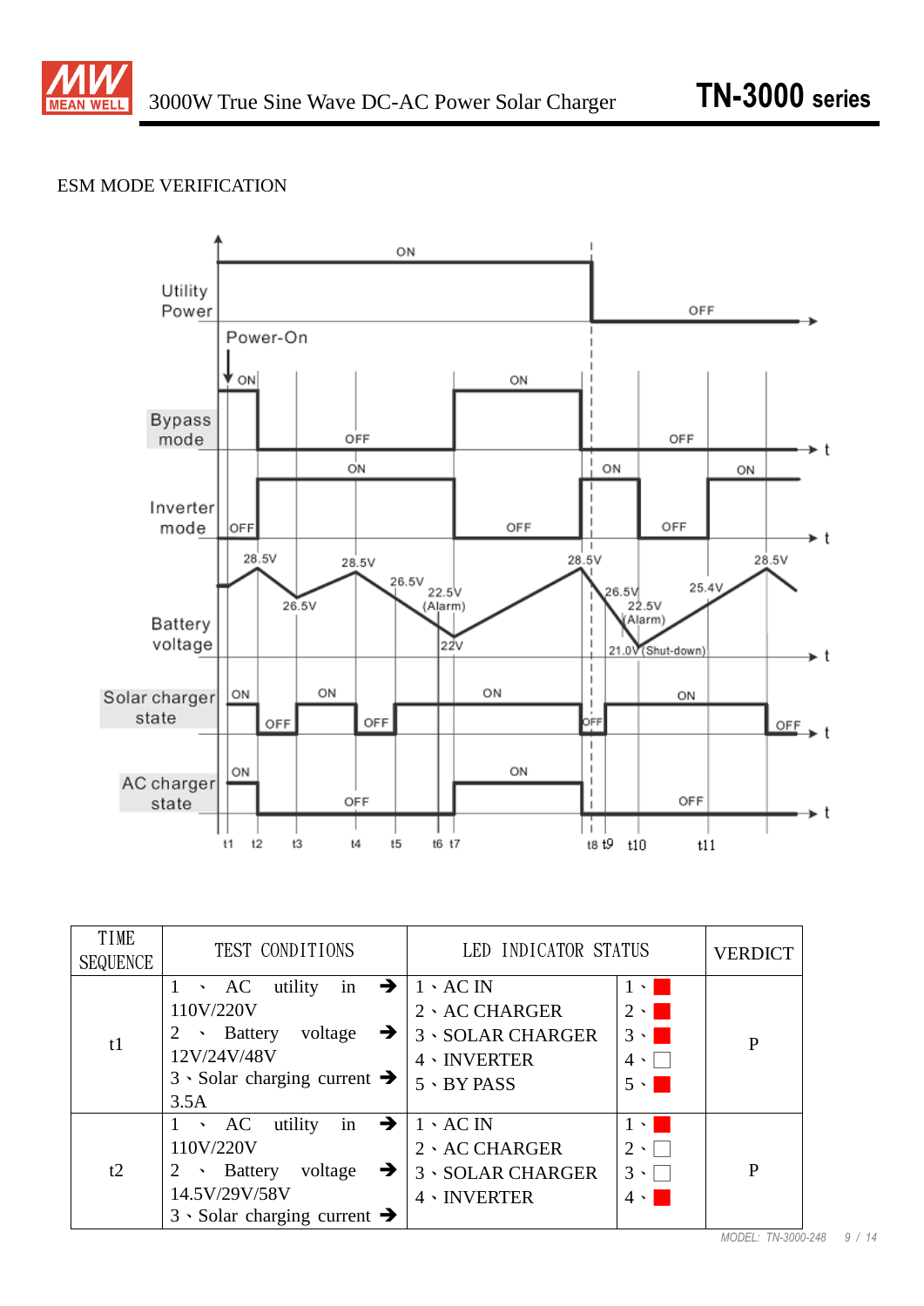ESM MODE VERIFICATION

| TIME SEQUENCE | TEST CONDITIONS | LED INDICATOR STATUS | | VERDICT |
|---|---|---|---|---|
| t1 | 1、AC utility in ➔ 110V/220V<br>2、Battery voltage ➔ 12V/24V/48V<br>3、Solar charging current ➔ 3.5A | 1、AC IN<br>2、AC CHARGER<br>3、SOLAR CHARGER<br>4、INVERTER<br>5、BY PASS | 1、■<br>2、■<br>3、■<br>4、□<br>5、■ | P |
| t2 | 1、AC utility in ➔ 110V/220V<br>2、Battery voltage ➔ 14.5V/29V/58V<br>3、Solar charging current ➔ | 1、AC IN<br>2、AC CHARGER<br>3、SOLAR CHARGER<br>4、INVERTER | 1、■<br>2、□<br>3、□<br>4、■ | P |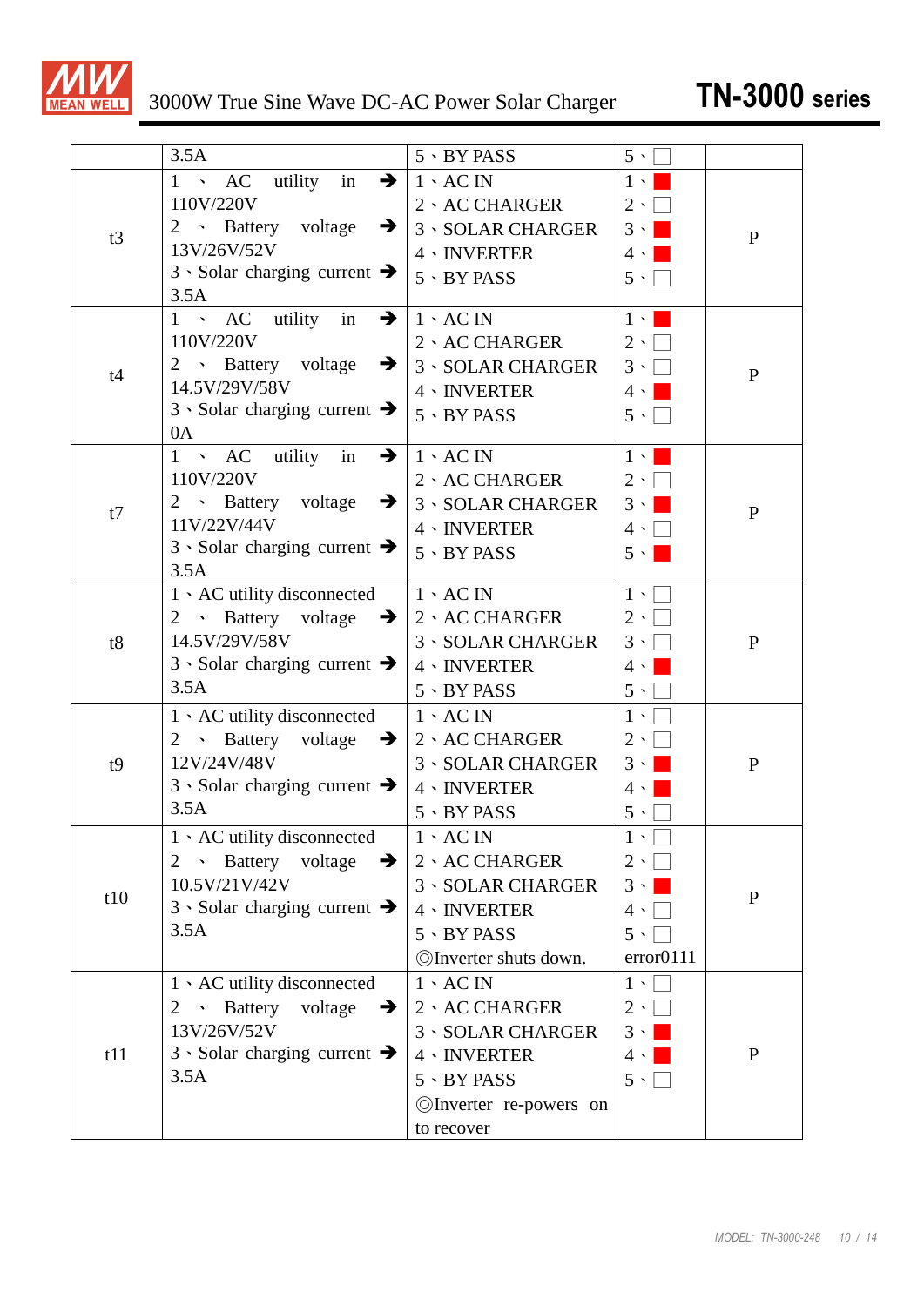| | | | | |
|---|---|---|---|---|
| | 3.5A | 5、BY PASS | 5、□ | |
| t3 | 1、AC utility in ➔ 110V/220V<br>2、Battery voltage ➔ 13V/26V/52V<br>3、Solar charging current ➔ 3.5A | 1、AC IN<br>2、AC CHARGER<br>3、SOLAR CHARGER<br>4、INVERTER<br>5、BY PASS | 1、■<br>2、□<br>3、■<br>4、■<br>5、□ | P |
| t4 | 1、AC utility in ➔ 110V/220V<br>2、Battery voltage ➔ 14.5V/29V/58V<br>3、Solar charging current ➔ 0A | 1、AC IN<br>2、AC CHARGER<br>3、SOLAR CHARGER<br>4、INVERTER<br>5、BY PASS | 1、■<br>2、□<br>3、□<br>4、■<br>5、□ | P |
| t7 | 1、AC utility in ➔ 110V/220V<br>2、Battery voltage ➔ 11V/22V/44V<br>3、Solar charging current ➔ 3.5A | 1、AC IN<br>2、AC CHARGER<br>3、SOLAR CHARGER<br>4、INVERTER<br>5、BY PASS | 1、■<br>2、□<br>3、■<br>4、□<br>5、■ | P |
| t8 | 1、AC utility disconnected<br>2、Battery voltage ➔ 14.5V/29V/58V<br>3、Solar charging current ➔ 3.5A | 1、AC IN<br>2、AC CHARGER<br>3、SOLAR CHARGER<br>4、INVERTER<br>5、BY PASS | 1、□<br>2、□<br>3、□<br>4、■<br>5、□ | P |
| t9 | 1、AC utility disconnected<br>2、Battery voltage ➔ 12V/24V/48V<br>3、Solar charging current ➔ 3.5A | 1、AC IN<br>2、AC CHARGER<br>3、SOLAR CHARGER<br>4、INVERTER<br>5、BY PASS | 1、□<br>2、□<br>3、■<br>4、■<br>5、□ | P |
| t10 | 1、AC utility disconnected<br>2、Battery voltage ➔ 10.5V/21V/42V<br>3、Solar charging current ➔ 3.5A | 1、AC IN<br>2、AC CHARGER<br>3、SOLAR CHARGER<br>4、INVERTER<br>5、BY PASS<br>◎Inverter shuts down. | 1、□<br>2、□<br>3、■<br>4、□<br>5、□<br>error0111 | P |
| t11 | 1、AC utility disconnected<br>2、Battery voltage ➔ 13V/26V/52V<br>3、Solar charging current ➔ 3.5A | 1、AC IN<br>2、AC CHARGER<br>3、SOLAR CHARGER<br>4、INVERTER<br>5、BY PASS<br>◎Inverter re-powers on to recover | 1、□<br>2、□<br>3、■<br>4、■<br>5、□ | P |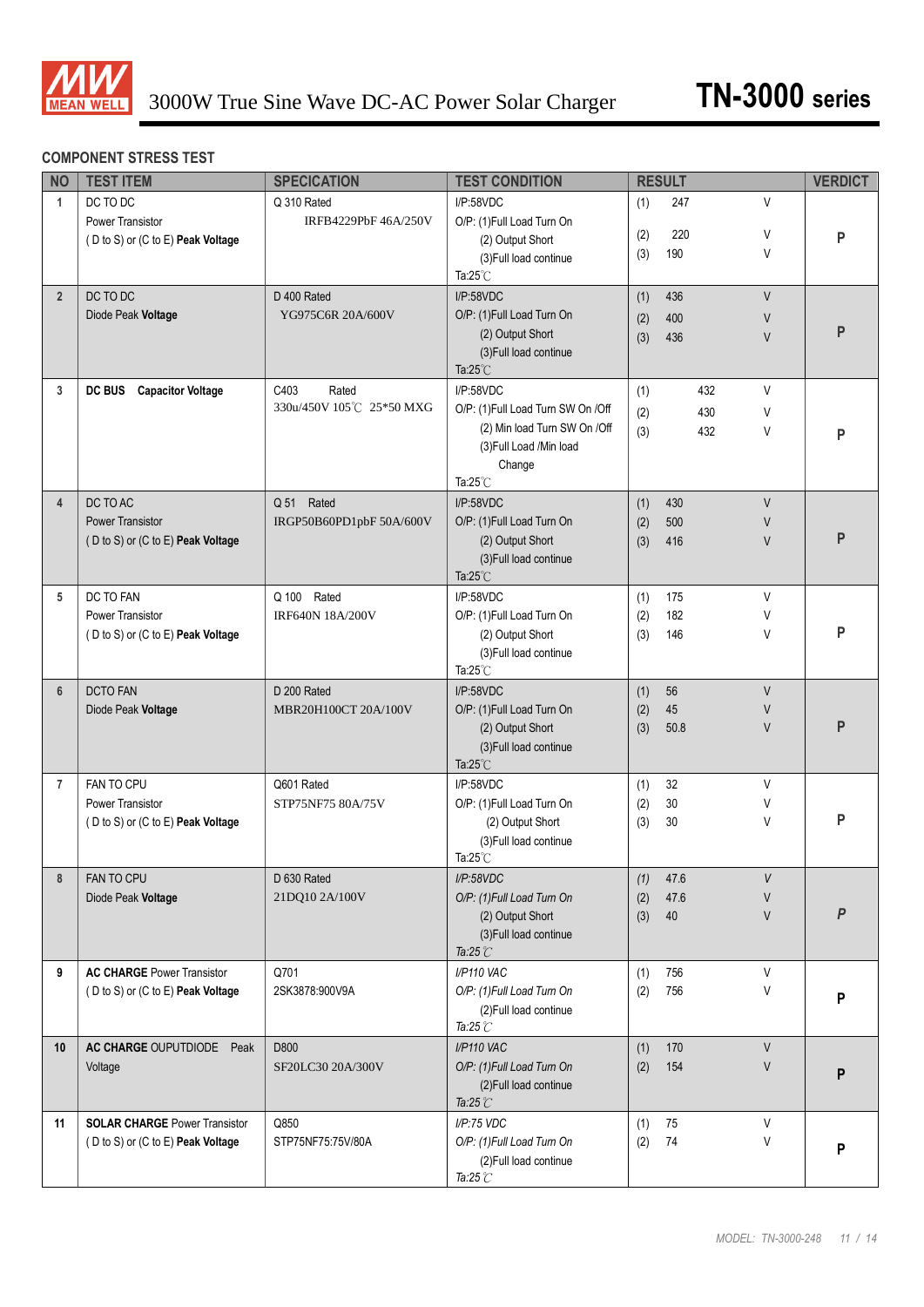3000W True Sine Wave DC-AC Power Solar Charger

# TN-3000 series

## COMPONENT STRESS TEST

| NO | TEST ITEM | SPECICATION | TEST CONDITION | RESULT | VERDICT |
|---|---|---|---|---|---|
| 1 | DC TO DC Power Transistor ( D to S) or (C to E) **Peak Voltage** | Q 310 Rated IRFB4229PbF 46A/250V | I/P:58VDC O/P: (1)Full Load Turn On (2) Output Short (3)Full load continue Ta:25℃ | (1) 247 V (2) 220 V (3) 190 V | P |
| 2 | DC TO DC Diode Peak **Voltage** | D 400 Rated YG975C6R 20A/600V | I/P:58VDC O/P: (1)Full Load Turn On (2) Output Short (3)Full load continue Ta:25℃ | (1) 436 V (2) 400 V (3) 436 V | P |
| 3 | **DC BUS Capacitor Voltage** | C403 Rated 330u/450V 105℃ 25*50 MXG | I/P:58VDC O/P: (1)Full Load Turn SW On /Off (2) Min load Turn SW On /Off (3)Full Load /Min load Change Ta:25℃ | (1) 432 V (2) 430 V (3) 432 V | P |
| 4 | DC TO AC Power Transistor ( D to S) or (C to E) **Peak Voltage** | Q 51 Rated IRGP50B60PD1pbF 50A/600V | I/P:58VDC O/P: (1)Full Load Turn On (2) Output Short (3)Full load continue Ta:25℃ | (1) 430 V (2) 500 V (3) 416 V | P |
| 5 | DC TO FAN Power Transistor ( D to S) or (C to E) **Peak Voltage** | Q 100 Rated IRF640N 18A/200V | I/P:58VDC O/P: (1)Full Load Turn On (2) Output Short (3)Full load continue Ta:25℃ | (1) 175 V (2) 182 V (3) 146 V | P |
| 6 | DCTO FAN Diode Peak **Voltage** | D 200 Rated MBR20H100CT 20A/100V | I/P:58VDC O/P: (1)Full Load Turn On (2) Output Short (3)Full load continue Ta:25℃ | (1) 56 V (2) 45 V (3) 50.8 V | P |
| 7 | FAN TO CPU Power Transistor ( D to S) or (C to E) **Peak Voltage** | Q601 Rated STP75NF75 80A/75V | I/P:58VDC O/P: (1)Full Load Turn On (2) Output Short (3)Full load continue Ta:25℃ | (1) 32 V (2) 30 V (3) 30 V | P |
| 8 | FAN TO CPU Diode Peak **Voltage** | D 630 Rated 21DQ10 2A/100V | I/P:58VDC O/P: (1)Full Load Turn On (2) Output Short (3)Full load continue Ta:25℃ | (1) 47.6 V (2) 47.6 V (3) 40 V | P |
| 9 | **AC CHARGE** Power Transistor ( D to S) or (C to E) **Peak Voltage** | Q701 2SK3878:900V9A | I/P110 VAC O/P: (1)Full Load Turn On (2)Full load continue Ta:25℃ | (1) 756 V (2) 756 V | P |
| 10 | **AC CHARGE** OUPUTDIODE Peak Voltage | D800 SF20LC30 20A/300V | I/P110 VAC O/P: (1)Full Load Turn On (2)Full load continue Ta:25℃ | (1) 170 V (2) 154 V | P |
| 11 | **SOLAR CHARGE** Power Transistor ( D to S) or (C to E) **Peak Voltage** | Q850 STP75NF75:75V/80A | I/P:75 VDC O/P: (1)Full Load Turn On (2)Full load continue Ta:25℃ | (1) 75 V (2) 74 V | P |

MODEL: TN-3000-248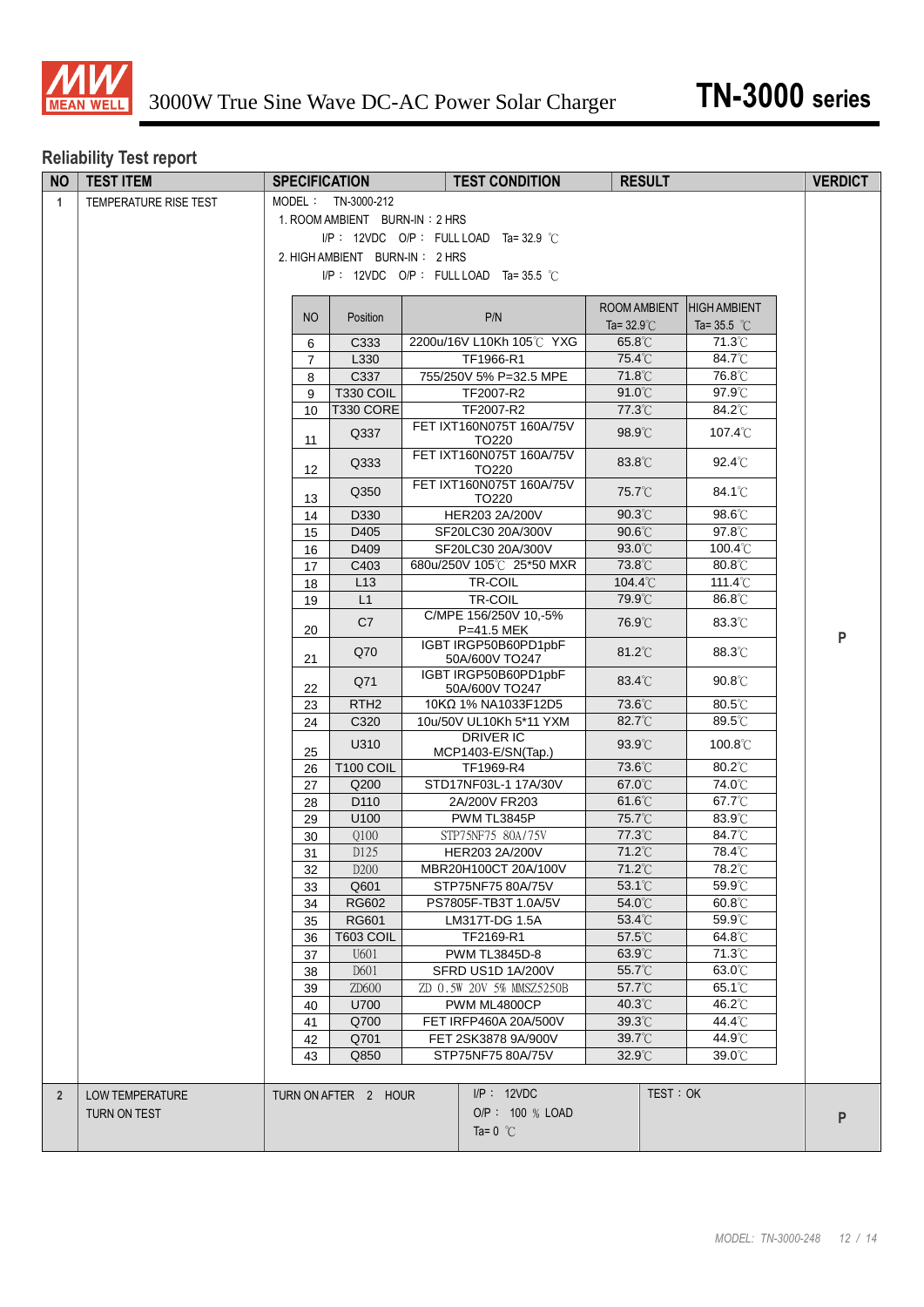# 3000W True Sine Wave DC-AC Power Solar Charger — TN-3000 series

## Reliability Test report

| NO | TEST ITEM | SPECIFICATION | TEST CONDITION | RESULT | VERDICT |
|---|---|---|---|---|---|
| 1 | TEMPERATURE RISE TEST | MODEL： TN-3000-212<br>1. ROOM AMBIENT BURN-IN：2 HRS<br>I/P： 12VDC O/P： FULL LOAD Ta= 32.9 ℃<br>2. HIGH AMBIENT BURN-IN： 2 HRS<br>I/P： 12VDC O/P： FULL LOAD Ta= 35.5 ℃ | | | P |

| NO | Position | P/N | ROOM AMBIENT Ta= 32.9℃ | HIGH AMBIENT Ta= 35.5 ℃ |
|---|---|---|---|---|
| 6 | C333 | 2200u/16V L10Kh 105℃ YXG | 65.8℃ | 71.3℃ |
| 7 | L330 | TF1966-R1 | 75.4℃ | 84.7℃ |
| 8 | C337 | 755/250V 5% P=32.5 MPE | 71.8℃ | 76.8℃ |
| 9 | T330 COIL | TF2007-R2 | 91.0℃ | 97.9℃ |
| 10 | T330 CORE | TF2007-R2 | 77.3℃ | 84.2℃ |
| 11 | Q337 | FET IXT160N075T 160A/75V TO220 | 98.9℃ | 107.4℃ |
| 12 | Q333 | FET IXT160N075T 160A/75V TO220 | 83.8℃ | 92.4℃ |
| 13 | Q350 | FET IXT160N075T 160A/75V TO220 | 75.7℃ | 84.1℃ |
| 14 | D330 | HER203 2A/200V | 90.3℃ | 98.6℃ |
| 15 | D405 | SF20LC30 20A/300V | 90.6℃ | 97.8℃ |
| 16 | D409 | SF20LC30 20A/300V | 93.0℃ | 100.4℃ |
| 17 | C403 | 680u/250V 105℃ 25*50 MXR | 73.8℃ | 80.8℃ |
| 18 | L13 | TR-COIL | 104.4℃ | 111.4℃ |
| 19 | L1 | TR-COIL | 79.9℃ | 86.8℃ |
| 20 | C7 | C/MPE 156/250V 10,-5% P=41.5 MEK | 76.9℃ | 83.3℃ |
| 21 | Q70 | IGBT IRGP50B60PD1pbF 50A/600V TO247 | 81.2℃ | 88.3℃ |
| 22 | Q71 | IGBT IRGP50B60PD1pbF 50A/600V TO247 | 83.4℃ | 90.8℃ |
| 23 | RTH2 | 10KΩ 1% NA1033F12D5 | 73.6℃ | 80.5℃ |
| 24 | C320 | 10u/50V UL10Kh 5*11 YXM | 82.7℃ | 89.5℃ |
| 25 | U310 | DRIVER IC MCP1403-E/SN(Tap.) | 93.9℃ | 100.8℃ |
| 26 | T100 COIL | TF1969-R4 | 73.6℃ | 80.2℃ |
| 27 | Q200 | STD17NF03L-1 17A/30V | 67.0℃ | 74.0℃ |
| 28 | D110 | 2A/200V FR203 | 61.6℃ | 67.7℃ |
| 29 | U100 | PWM TL3845P | 75.7℃ | 83.9℃ |
| 30 | Q100 | STP75NF75 80A/75V | 77.3℃ | 84.7℃ |
| 31 | D125 | HER203 2A/200V | 71.2℃ | 78.4℃ |
| 32 | D200 | MBR20H100CT 20A/100V | 71.2℃ | 78.2℃ |
| 33 | Q601 | STP75NF75 80A/75V | 53.1℃ | 59.9℃ |
| 34 | RG602 | PS7805F-TB3T 1.0A/5V | 54.0℃ | 60.8℃ |
| 35 | RG601 | LM317T-DG 1.5A | 53.4℃ | 59.9℃ |
| 36 | T603 COIL | TF2169-R1 | 57.5℃ | 64.8℃ |
| 37 | U601 | PWM TL3845D-8 | 63.9℃ | 71.3℃ |
| 38 | D601 | SFRD US1D 1A/200V | 55.7℃ | 63.0℃ |
| 39 | ZD600 | ZD 0.5W 20V 5% MMSZ5250B | 57.7℃ | 65.1℃ |
| 40 | U700 | PWM ML4800CP | 40.3℃ | 46.2℃ |
| 41 | Q700 | FET IRFP460A 20A/500V | 39.3℃ | 44.4℃ |
| 42 | Q701 | FET 2SK3878 9A/900V | 39.7℃ | 44.9℃ |
| 43 | Q850 | STP75NF75 80A/75V | 32.9℃ | 39.0℃ |

| NO | TEST ITEM | SPECIFICATION | TEST CONDITION | RESULT | VERDICT |
|---|---|---|---|---|---|
| 2 | LOW TEMPERATURE TURN ON TEST | TURN ON AFTER 2 HOUR | I/P： 12VDC<br>O/P： 100 % LOAD<br>Ta= 0 ℃ | TEST：OK | P |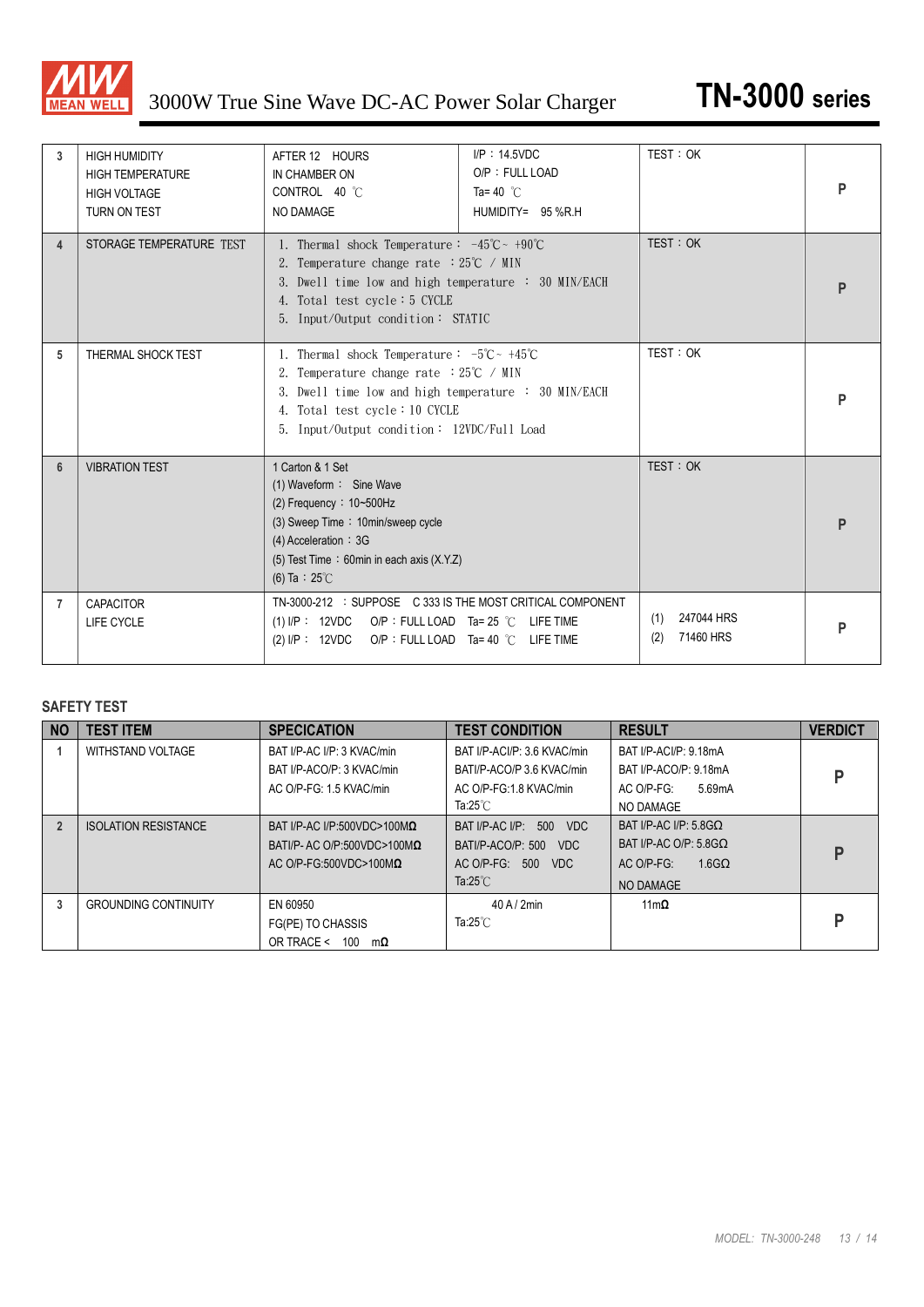| 3 | HIGH HUMIDITY<br>HIGH TEMPERATURE<br>HIGH VOLTAGE<br>TURN ON TEST | AFTER 12 HOURS<br>IN CHAMBER ON<br>CONTROL 40 ℃<br>NO DAMAGE | I/P：14.5VDC<br>O/P：FULL LOAD<br>Ta= 40 ℃<br>HUMIDITY= 95 %R.H | TEST：OK | P |
|---|---|---|---|---|---|
| 4 | STORAGE TEMPERATURE TEST | 1. Thermal shock Temperature： -45℃ ~ +90℃<br>2. Temperature change rate ：25℃ / MIN<br>3. Dwell time low and high temperature ： 30 MIN/EACH<br>4. Total test cycle：5 CYCLE<br>5. Input/Output condition： STATIC | | TEST：OK | P |
| 5 | THERMAL SHOCK TEST | 1. Thermal shock Temperature： -5℃ ~ +45℃<br>2. Temperature change rate ：25℃ / MIN<br>3. Dwell time low and high temperature ： 30 MIN/EACH<br>4. Total test cycle：10 CYCLE<br>5. Input/Output condition： 12VDC/Full Load | | TEST：OK | P |
| 6 | VIBRATION TEST | 1 Carton & 1 Set<br>(1) Waveform： Sine Wave<br>(2) Frequency：10~500Hz<br>(3) Sweep Time：10min/sweep cycle<br>(4) Acceleration：3G<br>(5) Test Time：60min in each axis (X.Y.Z)<br>(6) Ta：25℃ | | TEST：OK | P |
| 7 | CAPACITOR<br>LIFE CYCLE | TN-3000-212 ：SUPPOSE C 333 IS THE MOST CRITICAL COMPONENT<br>(1) I/P： 12VDC O/P：FULL LOAD Ta= 25 ℃ LIFE TIME<br>(2) I/P： 12VDC O/P：FULL LOAD Ta= 40 ℃ LIFE TIME | | (1) 247044 HRS<br>(2) 71460 HRS | P |

## SAFETY TEST

| NO | TEST ITEM | SPECICATION | TEST CONDITION | RESULT | VERDICT |
|---|---|---|---|---|---|
| 1 | WITHSTAND VOLTAGE | BAT I/P-AC I/P: 3 KVAC/min<br>BAT I/P-ACO/P: 3 KVAC/min<br>AC O/P-FG: 1.5 KVAC/min | BAT I/P-ACI/P: 3.6 KVAC/min<br>BATI/P-ACO/P 3.6 KVAC/min<br>AC O/P-FG:1.8 KVAC/min<br>Ta:25℃ | BAT I/P-ACI/P: 9.18mA<br>BAT I/P-ACO/P: 9.18mA<br>AC O/P-FG: 5.69mA<br>NO DAMAGE | P |
| 2 | ISOLATION RESISTANCE | BAT I/P-AC I/P:500VDC>100MΩ<br>BATI/P- AC O/P:500VDC>100MΩ<br>AC O/P-FG:500VDC>100MΩ | BAT I/P-AC I/P: 500 VDC<br>BATI/P-ACO/P: 500 VDC<br>AC O/P-FG: 500 VDC<br>Ta:25℃ | BAT I/P-AC I/P: 5.8GΩ<br>BAT I/P-AC O/P: 5.8GΩ<br>AC O/P-FG: 1.6GΩ<br>NO DAMAGE | P |
| 3 | GROUNDING CONTINUITY | EN 60950<br>FG(PE) TO CHASSIS<br>OR TRACE < 100 mΩ | 40 A / 2min<br>Ta:25℃ | 11mΩ | P |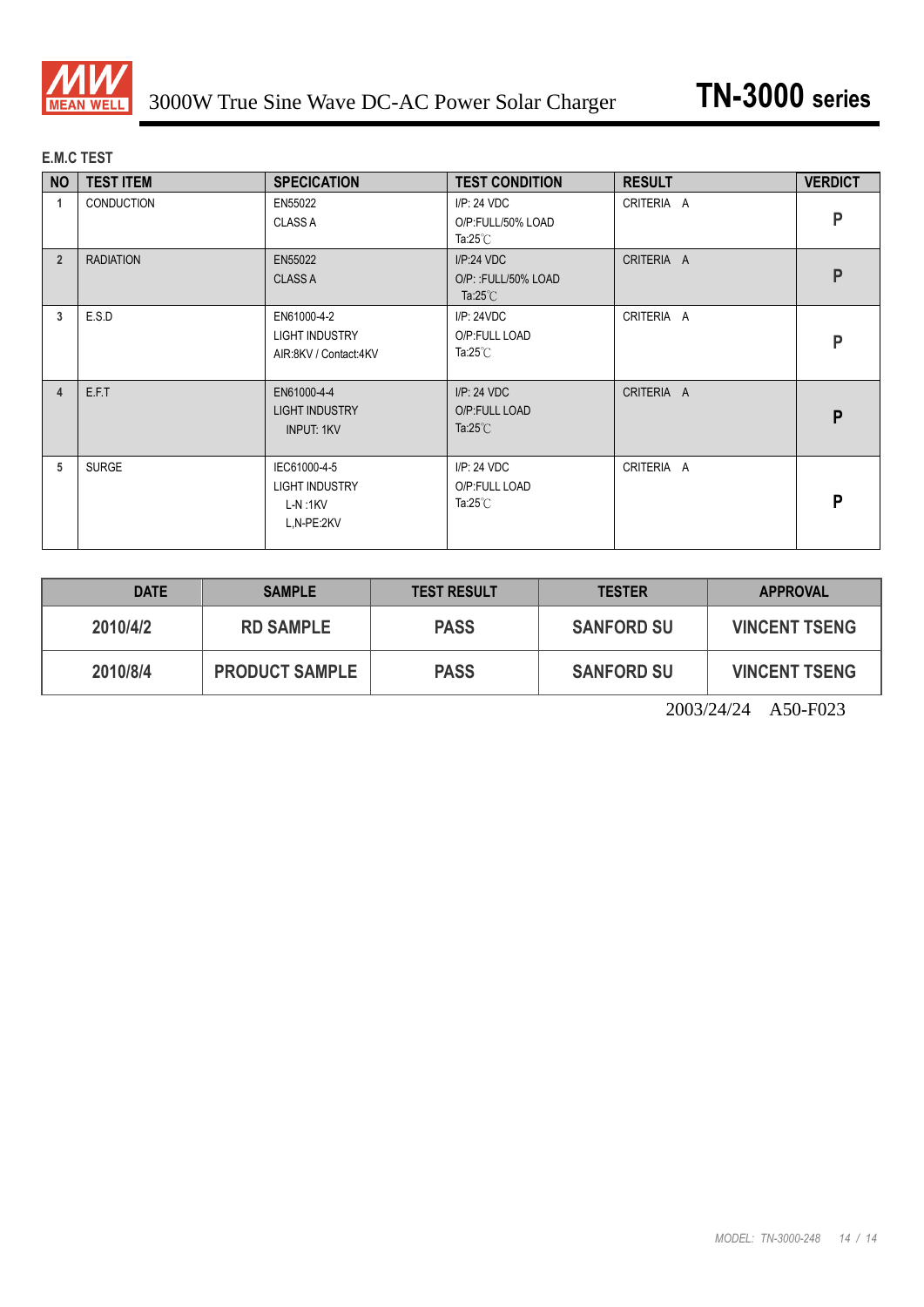## E.M.C TEST

| NO | TEST ITEM | SPECICATION | TEST CONDITION | RESULT | VERDICT |
|---|---|---|---|---|---|
| 1 | CONDUCTION | EN55022<br>CLASS A | I/P: 24 VDC<br>O/P:FULL/50% LOAD<br>Ta:25℃ | CRITERIA A | P |
| 2 | RADIATION | EN55022<br>CLASS A | I/P:24 VDC<br>O/P: :FULL/50% LOAD<br>Ta:25℃ | CRITERIA A | P |
| 3 | E.S.D | EN61000-4-2<br>LIGHT INDUSTRY<br>AIR:8KV / Contact:4KV | I/P: 24VDC<br>O/P:FULL LOAD<br>Ta:25℃ | CRITERIA A | P |
| 4 | E.F.T | EN61000-4-4<br>LIGHT INDUSTRY<br>INPUT: 1KV | I/P: 24 VDC<br>O/P:FULL LOAD<br>Ta:25℃ | CRITERIA A | P |
| 5 | SURGE | IEC61000-4-5<br>LIGHT INDUSTRY<br>L-N :1KV<br>L,N-PE:2KV | I/P: 24 VDC<br>O/P:FULL LOAD<br>Ta:25℃ | CRITERIA A | P |

| DATE | SAMPLE | TEST RESULT | TESTER | APPROVAL |
|---|---|---|---|---|
| 2010/4/2 | RD SAMPLE | PASS | SANFORD SU | VINCENT TSENG |
| 2010/8/4 | PRODUCT SAMPLE | PASS | SANFORD SU | VINCENT TSENG |

2003/24/24 A50-F023